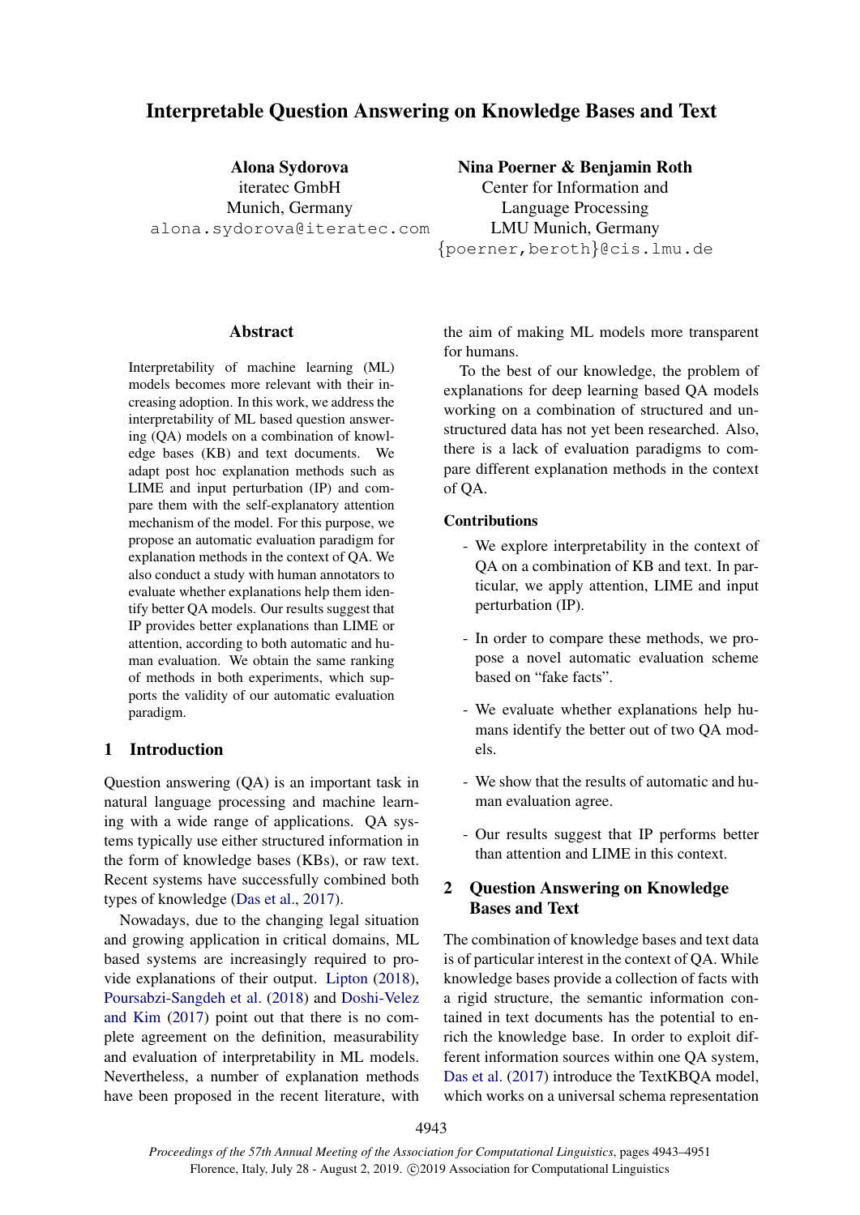# Interpretable Question Answering on Knowledge Bases and Text

**Alona Sydorova**
iteratec GmbH
Munich, Germany
alona.sydorova@iteratec.com

**Nina Poerner & Benjamin Roth**
Center for Information and Language Processing
LMU Munich, Germany
{poerner,beroth}@cis.lmu.de

## Abstract

Interpretability of machine learning (ML) models becomes more relevant with their increasing adoption. In this work, we address the interpretability of ML based question answering (QA) models on a combination of knowledge bases (KB) and text documents. We adapt post hoc explanation methods such as LIME and input perturbation (IP) and compare them with the self-explanatory attention mechanism of the model. For this purpose, we propose an automatic evaluation paradigm for explanation methods in the context of QA. We also conduct a study with human annotators to evaluate whether explanations help them identify better QA models. Our results suggest that IP provides better explanations than LIME or attention, according to both automatic and human evaluation. We obtain the same ranking of methods in both experiments, which supports the validity of our automatic evaluation paradigm.

## 1 Introduction

Question answering (QA) is an important task in natural language processing and machine learning with a wide range of applications. QA systems typically use either structured information in the form of knowledge bases (KBs), or raw text. Recent systems have successfully combined both types of knowledge (Das et al., 2017).

Nowadays, due to the changing legal situation and growing application in critical domains, ML based systems are increasingly required to provide explanations of their output. Lipton (2018), Poursabzi-Sangdeh et al. (2018) and Doshi-Velez and Kim (2017) point out that there is no complete agreement on the definition, measurability and evaluation of interpretability in ML models. Nevertheless, a number of explanation methods have been proposed in the recent literature, with the aim of making ML models more transparent for humans.

To the best of our knowledge, the problem of explanations for deep learning based QA models working on a combination of structured and unstructured data has not yet been researched. Also, there is a lack of evaluation paradigms to compare different explanation methods in the context of QA.

### Contributions

- We explore interpretability in the context of QA on a combination of KB and text. In particular, we apply attention, LIME and input perturbation (IP).
- In order to compare these methods, we propose a novel automatic evaluation scheme based on "fake facts".
- We evaluate whether explanations help humans identify the better out of two QA models.
- We show that the results of automatic and human evaluation agree.
- Our results suggest that IP performs better than attention and LIME in this context.

## 2 Question Answering on Knowledge Bases and Text

The combination of knowledge bases and text data is of particular interest in the context of QA. While knowledge bases provide a collection of facts with a rigid structure, the semantic information contained in text documents has the potential to enrich the knowledge base. In order to exploit different information sources within one QA system, Das et al. (2017) introduce the TextKBQA model, which works on a universal schema representation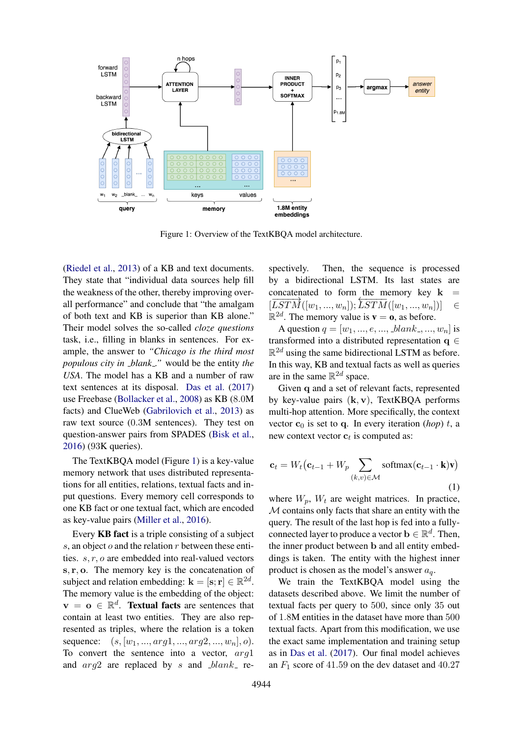Figure 1: Overview of the TextKBQA model architecture.

(Riedel et al., 2013) of a KB and text documents. They state that "individual data sources help fill the weakness of the other, thereby improving overall performance" and conclude that "the amalgam of both text and KB is superior than KB alone." Their model solves the so-called *cloze questions* task, i.e., filling in blanks in sentences. For example, the answer to *"Chicago is the third most populous city in _blank_."* would be the entity *the USA*. The model has a KB and a number of raw text sentences at its disposal. Das et al. (2017) use Freebase (Bollacker et al., 2008) as KB (8.0M facts) and ClueWeb (Gabrilovich et al., 2013) as raw text source (0.3M sentences). They test on question-answer pairs from SPADES (Bisk et al., 2016) (93K queries).

The TextKBQA model (Figure 1) is a key-value memory network that uses distributed representations for all entities, relations, textual facts and input questions. Every memory cell corresponds to one KB fact or one textual fact, which are encoded as key-value pairs (Miller et al., 2016).

Every **KB fact** is a triple consisting of a subject $s$, an object $o$ and the relation $r$ between these entities. $s, r, o$ are embedded into real-valued vectors $\mathbf{s}, \mathbf{r}, \mathbf{o}$. The memory key is the concatenation of subject and relation embedding: $\mathbf{k} = [\mathbf{s}; \mathbf{r}] \in \mathbb{R}^{2d}$. The memory value is the embedding of the object: $\mathbf{v} = \mathbf{o} \in \mathbb{R}^{d}$. **Textual facts** are sentences that contain at least two entities. They are also represented as triples, where the relation is a token sequence: $(s, [w_1, ..., arg1, ..., arg2, ..., w_n], o)$. To convert the sentence into a vector, $arg1$ and $arg2$ are replaced by $s$ and _blank_ respectively. Then, the sequence is processed by a bidirectional LSTM. Its last states are concatenated to form the memory key $\mathbf{k} = [\overrightarrow{LSTM}([w_1, ..., w_n]); \overleftarrow{LSTM}([w_1, ..., w_n])] \in \mathbb{R}^{2d}$. The memory value is $\mathbf{v} = \mathbf{o}$, as before.

A question $q = [w_1, ..., e, ..., \_blank\_, ..., w_n]$ is transformed into a distributed representation $\mathbf{q} \in \mathbb{R}^{2d}$ using the same bidirectional LSTM as before. In this way, KB and textual facts as well as queries are in the same $\mathbb{R}^{2d}$ space.

Given $\mathbf{q}$ and a set of relevant facts, represented by key-value pairs $(\mathbf{k}, \mathbf{v})$, TextKBQA performs multi-hop attention. More specifically, the context vector $\mathbf{c}_0$ is set to $\mathbf{q}$. In every iteration (*hop*) $t$, a new context vector $\mathbf{c}_t$ is computed as:

$$\mathbf{c}_t = W_t\big(\mathbf{c}_{t-1} + W_p \sum_{(k,v)\in\mathcal{M}} \text{softmax}(\mathbf{c}_{t-1} \cdot \mathbf{k})\mathbf{v}\big) \tag{1}$$

where $W_p$, $W_t$ are weight matrices. In practice, $\mathcal{M}$ contains only facts that share an entity with the query. The result of the last hop is fed into a fully-connected layer to produce a vector $\mathbf{b} \in \mathbb{R}^d$. Then, the inner product between $\mathbf{b}$ and all entity embeddings is taken. The entity with the highest inner product is chosen as the model's answer $a_q$.

We train the TextKBQA model using the datasets described above. We limit the number of textual facts per query to 500, since only 35 out of 1.8M entities in the dataset have more than 500 textual facts. Apart from this modification, we use the exact same implementation and training setup as in Das et al. (2017). Our final model achieves an $F_1$ score of 41.59 on the dev dataset and 40.27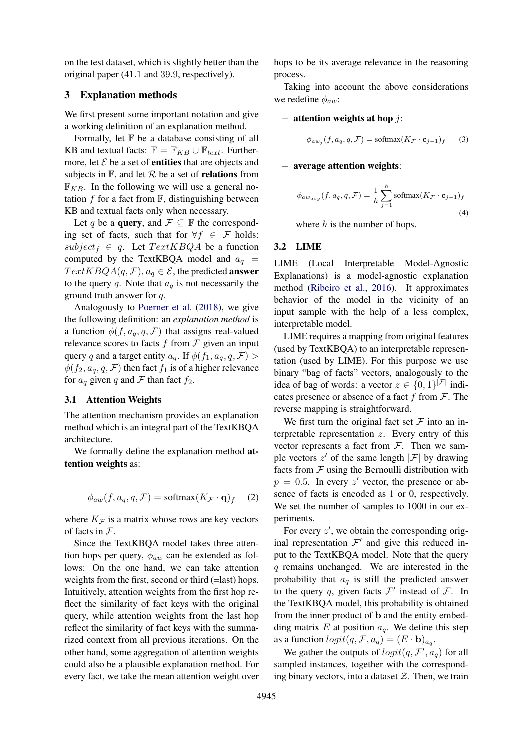on the test dataset, which is slightly better than the original paper (41.1 and 39.9, respectively).

## 3 Explanation methods

We first present some important notation and give a working definition of an explanation method.

Formally, let $\mathbb{F}$ be a database consisting of all KB and textual facts: $\mathbb{F} = \mathbb{F}_{KB} \cup \mathbb{F}_{text}$. Furthermore, let $\mathcal{E}$ be a set of **entities** that are objects and subjects in $\mathbb{F}$, and let $\mathcal{R}$ be a set of **relations** from $\mathbb{F}_{KB}$. In the following we will use a general notation $f$ for a fact from $\mathbb{F}$, distinguishing between KB and textual facts only when necessary.

Let $q$ be a **query**, and $\mathcal{F} \subseteq \mathbb{F}$ the corresponding set of facts, such that for $\forall f \in \mathcal{F}$ holds: $subject_f \in q$. Let $TextKBQA$ be a function computed by the TextKBQA model and $a_q = TextKBQA(q, \mathcal{F})$, $a_q \in \mathcal{E}$, the predicted **answer** to the query $q$. Note that $a_q$ is not necessarily the ground truth answer for $q$.

Analogously to Poerner et al. (2018), we give the following definition: an *explanation method* is a function $\phi(f, a_q, q, \mathcal{F})$ that assigns real-valued relevance scores to facts $f$ from $\mathcal{F}$ given an input query $q$ and a target entity $a_q$. If $\phi(f_1, a_q, q, \mathcal{F}) > \phi(f_2, a_q, q, \mathcal{F})$ then fact $f_1$ is of a higher relevance for $a_q$ given $q$ and $\mathcal{F}$ than fact $f_2$.

### 3.1 Attention Weights

The attention mechanism provides an explanation method which is an integral part of the TextKBQA architecture.

We formally define the explanation method **attention weights** as:

$$\phi_{aw}(f, a_q, q, \mathcal{F}) = \text{softmax}(K_{\mathcal{F}} \cdot \mathbf{q})_f \quad (2)$$

where $K_{\mathcal{F}}$ is a matrix whose rows are key vectors of facts in $\mathcal{F}$.

Since the TextKBQA model takes three attention hops per query, $\phi_{aw}$ can be extended as follows: On the one hand, we can take attention weights from the first, second or third (=last) hops. Intuitively, attention weights from the first hop reflect the similarity of fact keys with the original query, while attention weights from the last hop reflect the similarity of fact keys with the summarized context from all previous iterations. On the other hand, some aggregation of attention weights could also be a plausible explanation method. For every fact, we take the mean attention weight over hops to be its average relevance in the reasoning process.

Taking into account the above considerations we redefine $\phi_{aw}$:

– **attention weights at hop** $j$:

$$\phi_{aw_j}(f, a_q, q, \mathcal{F}) = \text{softmax}(K_{\mathcal{F}} \cdot \mathbf{c}_{j-1})_f \quad (3)$$

– **average attention weights**:

$$\phi_{aw_{avg}}(f, a_q, q, \mathcal{F}) = \frac{1}{h} \sum_{j=1}^{h} \text{softmax}(K_{\mathcal{F}} \cdot \mathbf{c}_{j-1})_f \quad (4)$$

where $h$ is the number of hops.

### 3.2 LIME

LIME (Local Interpretable Model-Agnostic Explanations) is a model-agnostic explanation method (Ribeiro et al., 2016). It approximates behavior of the model in the vicinity of an input sample with the help of a less complex, interpretable model.

LIME requires a mapping from original features (used by TextKBQA) to an interpretable representation (used by LIME). For this purpose we use binary "bag of facts" vectors, analogously to the idea of bag of words: a vector $z \in \{0, 1\}^{|\mathcal{F}|}$ indicates presence or absence of a fact $f$ from $\mathcal{F}$. The reverse mapping is straightforward.

We first turn the original fact set $\mathcal{F}$ into an interpretable representation $z$. Every entry of this vector represents a fact from $\mathcal{F}$. Then we sample vectors $z'$ of the same length $|\mathcal{F}|$ by drawing facts from $\mathcal{F}$ using the Bernoulli distribution with $p = 0.5$. In every $z'$ vector, the presence or absence of facts is encoded as 1 or 0, respectively. We set the number of samples to 1000 in our experiments.

For every $z'$, we obtain the corresponding original representation $\mathcal{F}'$ and give this reduced input to the TextKBQA model. Note that the query $q$ remains unchanged. We are interested in the probability that $a_q$ is still the predicted answer to the query $q$, given facts $\mathcal{F}'$ instead of $\mathcal{F}$. In the TextKBQA model, this probability is obtained from the inner product of $\mathbf{b}$ and the entity embedding matrix $E$ at position $a_q$. We define this step as a function $logit(q, \mathcal{F}, a_q) = (E \cdot \mathbf{b})_{a_q}$.

We gather the outputs of $logit(q, \mathcal{F}', a_q)$ for all sampled instances, together with the corresponding binary vectors, into a dataset $\mathcal{Z}$. Then, we train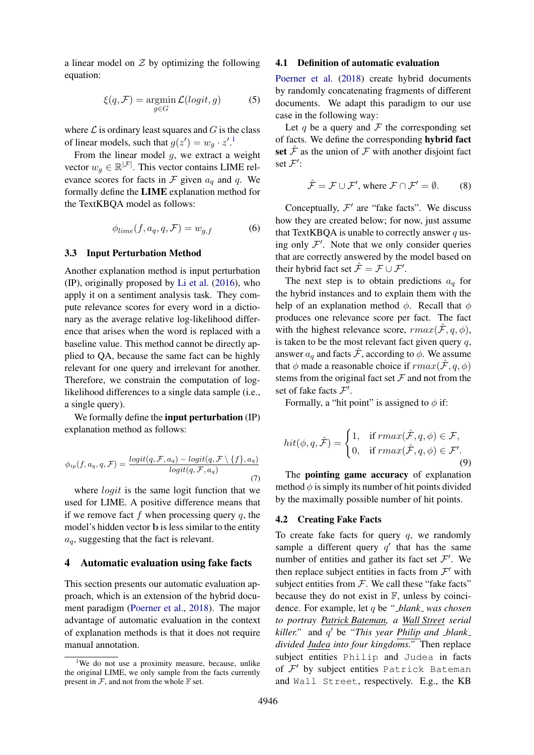a linear model on $\mathcal{Z}$ by optimizing the following equation:

$$\xi(q, \mathcal{F}) = \underset{g \in G}{\operatorname{argmin}} \, \mathcal{L}(logit, g) \tag{5}$$

where $\mathcal{L}$ is ordinary least squares and $G$ is the class of linear models, such that $g(z') = w_g \cdot z'$.[1]

From the linear model $g$, we extract a weight vector $w_g \in \mathbb{R}^{|\mathcal{F}|}$. This vector contains LIME relevance scores for facts in $\mathcal{F}$ given $a_q$ and $q$. We formally define the **LIME** explanation method for the TextKBQA model as follows:

$$\phi_{lime}(f, a_q, q, \mathcal{F}) = w_{g,f} \tag{6}$$

### 3.3 Input Perturbation Method

Another explanation method is input perturbation (IP), originally proposed by Li et al. (2016), who apply it on a sentiment analysis task. They compute relevance scores for every word in a dictionary as the average relative log-likelihood difference that arises when the word is replaced with a baseline value. This method cannot be directly applied to QA, because the same fact can be highly relevant for one query and irrelevant for another. Therefore, we constrain the computation of log-likelihood differences to a single data sample (i.e., a single query).

We formally define the **input perturbation** (IP) explanation method as follows:

$$\phi_{ip}(f, a_q, q, \mathcal{F}) = \frac{logit(q, \mathcal{F}, a_q) - logit(q, \mathcal{F} \setminus \{f\}, a_q)}{logit(q, \mathcal{F}, a_q)} \tag{7}$$

where $logit$ is the same logit function that we used for LIME. A positive difference means that if we remove fact $f$ when processing query $q$, the model's hidden vector $\mathbf{b}$ is less similar to the entity $a_q$, suggesting that the fact is relevant.

## 4 Automatic evaluation using fake facts

This section presents our automatic evaluation approach, which is an extension of the hybrid document paradigm (Poerner et al., 2018). The major advantage of automatic evaluation in the context of explanation methods is that it does not require manual annotation.

### 4.1 Definition of automatic evaluation

Poerner et al. (2018) create hybrid documents by randomly concatenating fragments of different documents. We adapt this paradigm to our use case in the following way:

Let $q$ be a query and $\mathcal{F}$ the corresponding set of facts. We define the corresponding **hybrid fact set** $\hat{\mathcal{F}}$ as the union of $\mathcal{F}$ with another disjoint fact set $\mathcal{F}'$:

$$\hat{\mathcal{F}} = \mathcal{F} \cup \mathcal{F}', \text{ where } \mathcal{F} \cap \mathcal{F}' = \emptyset. \tag{8}$$

Conceptually, $\mathcal{F}'$ are "fake facts". We discuss how they are created below; for now, just assume that TextKBQA is unable to correctly answer $q$ using only $\mathcal{F}'$. Note that we only consider queries that are correctly answered by the model based on their hybrid fact set $\hat{\mathcal{F}} = \mathcal{F} \cup \mathcal{F}'$.

The next step is to obtain predictions $a_q$ for the hybrid instances and to explain them with the help of an explanation method $\phi$. Recall that $\phi$ produces one relevance score per fact. The fact with the highest relevance score, $rmax(\hat{\mathcal{F}}, q, \phi)$, is taken to be the most relevant fact given query $q$, answer $a_q$ and facts $\hat{\mathcal{F}}$, according to $\phi$. We assume that $\phi$ made a reasonable choice if $rmax(\hat{\mathcal{F}}, q, \phi)$ stems from the original fact set $\mathcal{F}$ and not from the set of fake facts $\mathcal{F}'$.

Formally, a "hit point" is assigned to $\phi$ if:

$$hit(\phi, q, \hat{\mathcal{F}}) = \begin{cases} 1, & \text{if } rmax(\hat{\mathcal{F}}, q, \phi) \in \mathcal{F}, \\ 0, & \text{if } rmax(\hat{\mathcal{F}}, q, \phi) \in \mathcal{F}'. \end{cases} \tag{9}$$

The **pointing game accuracy** of explanation method $\phi$ is simply its number of hit points divided by the maximally possible number of hit points.

### 4.2 Creating Fake Facts

To create fake facts for query $q$, we randomly sample a different query $q'$ that has the same number of entities and gather its fact set $\mathcal{F}'$. We then replace subject entities in facts from $\mathcal{F}'$ with subject entities from $\mathcal{F}$. We call these "fake facts" because they do not exist in $\mathbb{F}$, unless by coincidence. For example, let $q$ be *"_blank_ was chosen to portray Patrick Bateman, a Wall Street serial killer."* and $q'$ be *"This year Philip and _blank_ divided Judea into four kingdoms."* Then replace subject entities `Philip` and `Judea` in facts of $\mathcal{F}'$ by subject entities `Patrick Bateman` and `Wall Street`, respectively. E.g., the KB

[1] We do not use a proximity measure, because, unlike the original LIME, we only sample from the facts currently present in $\mathcal{F}$, and not from the whole $\mathbb{F}$ set.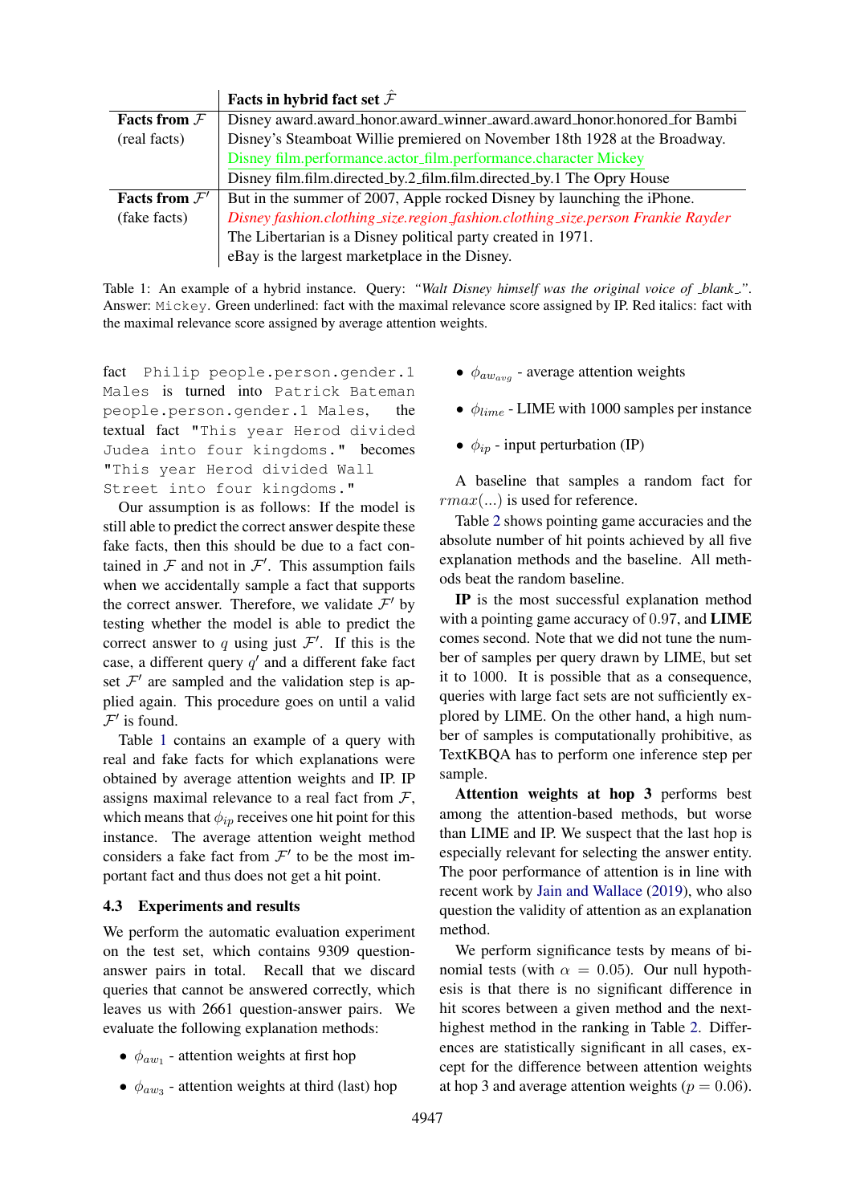| | Facts in hybrid fact set $\hat{\mathcal{F}}$ |
|---|---|
| **Facts from $\mathcal{F}$** (real facts) | Disney award.award_honor.award_winner_award.award_honor.honored_for Bambi |
| | Disney's Steamboat Willie premiered on November 18th 1928 at the Broadway. |
| | Disney film.performance.actor_film.performance.character Mickey |
| | Disney film.film.directed_by.2_film.film.directed_by.1 The Opry House |
| **Facts from $\mathcal{F}'$** (fake facts) | But in the summer of 2007, Apple rocked Disney by launching the iPhone. |
| | *Disney fashion.clothing_size.region_fashion.clothing_size.person Frankie Rayder* |
| | The Libertarian is a Disney political party created in 1971. |
| | eBay is the largest marketplace in the Disney. |

Table 1: An example of a hybrid instance. Query: *"Walt Disney himself was the original voice of _blank_."*. Answer: `Mickey`. Green underlined: fact with the maximal relevance score assigned by IP. Red italics: fact with the maximal relevance score assigned by average attention weights.

fact `Philip people.person.gender.1 Males` is turned into `Patrick Bateman people.person.gender.1 Males`, the textual fact `"This year Herod divided Judea into four kingdoms."` becomes `"This year Herod divided Wall Street into four kingdoms."`

Our assumption is as follows: If the model is still able to predict the correct answer despite these fake facts, then this should be due to a fact contained in $\mathcal{F}$ and not in $\mathcal{F}'$. This assumption fails when we accidentally sample a fact that supports the correct answer. Therefore, we validate $\mathcal{F}'$ by testing whether the model is able to predict the correct answer to $q$ using just $\mathcal{F}'$. If this is the case, a different query $q'$ and a different fake fact set $\mathcal{F}'$ are sampled and the validation step is applied again. This procedure goes on until a valid $\mathcal{F}'$ is found.

Table 1 contains an example of a query with real and fake facts for which explanations were obtained by average attention weights and IP. IP assigns maximal relevance to a real fact from $\mathcal{F}$, which means that $\phi_{ip}$ receives one hit point for this instance. The average attention weight method considers a fake fact from $\mathcal{F}'$ to be the most important fact and thus does not get a hit point.

### 4.3 Experiments and results

We perform the automatic evaluation experiment on the test set, which contains 9309 question-answer pairs in total. Recall that we discard queries that cannot be answered correctly, which leaves us with 2661 question-answer pairs. We evaluate the following explanation methods:

- $\phi_{aw_1}$ - attention weights at first hop
- $\phi_{aw_3}$ - attention weights at third (last) hop
- $\phi_{aw_{avg}}$ - average attention weights
- $\phi_{lime}$ - LIME with 1000 samples per instance
- $\phi_{ip}$ - input perturbation (IP)

A baseline that samples a random fact for $rmax(...)$ is used for reference.

Table 2 shows pointing game accuracies and the absolute number of hit points achieved by all five explanation methods and the baseline. All methods beat the random baseline.

**IP** is the most successful explanation method with a pointing game accuracy of 0.97, and **LIME** comes second. Note that we did not tune the number of samples per query drawn by LIME, but set it to 1000. It is possible that as a consequence, queries with large fact sets are not sufficiently explored by LIME. On the other hand, a high number of samples is computationally prohibitive, as TextKBQA has to perform one inference step per sample.

**Attention weights at hop 3** performs best among the attention-based methods, but worse than LIME and IP. We suspect that the last hop is especially relevant for selecting the answer entity. The poor performance of attention is in line with recent work by Jain and Wallace (2019), who also question the validity of attention as an explanation method.

We perform significance tests by means of binomial tests (with $\alpha = 0.05$). Our null hypothesis is that there is no significant difference in hit scores between a given method and the next-highest method in the ranking in Table 2. Differences are statistically significant in all cases, except for the difference between attention weights at hop 3 and average attention weights ($p = 0.06$).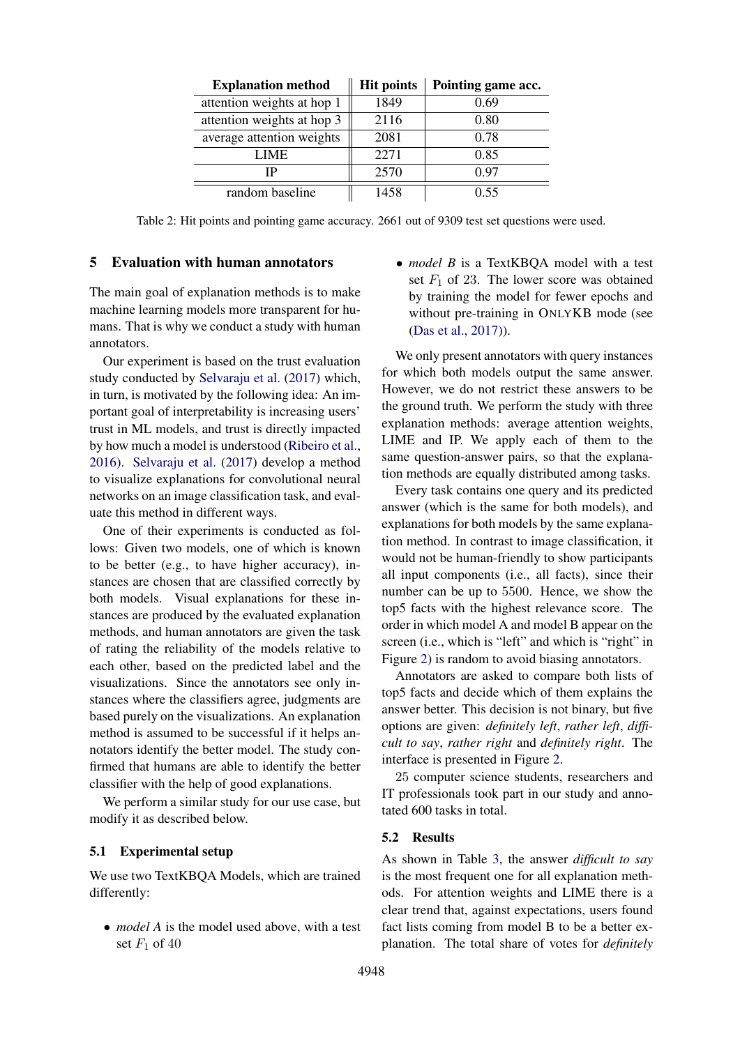| Explanation method | Hit points | Pointing game acc. |
|---|---|---|
| attention weights at hop 1 | 1849 | 0.69 |
| attention weights at hop 3 | 2116 | 0.80 |
| average attention weights | 2081 | 0.78 |
| LIME | 2271 | 0.85 |
| IP | 2570 | 0.97 |
| random baseline | 1458 | 0.55 |

Table 2: Hit points and pointing game accuracy. 2661 out of 9309 test set questions were used.

## 5 Evaluation with human annotators

The main goal of explanation methods is to make machine learning models more transparent for humans. That is why we conduct a study with human annotators.

Our experiment is based on the trust evaluation study conducted by Selvaraju et al. (2017) which, in turn, is motivated by the following idea: An important goal of interpretability is increasing users' trust in ML models, and trust is directly impacted by how much a model is understood (Ribeiro et al., 2016). Selvaraju et al. (2017) develop a method to visualize explanations for convolutional neural networks on an image classification task, and evaluate this method in different ways.

One of their experiments is conducted as follows: Given two models, one of which is known to be better (e.g., to have higher accuracy), instances are chosen that are classified correctly by both models. Visual explanations for these instances are produced by the evaluated explanation methods, and human annotators are given the task of rating the reliability of the models relative to each other, based on the predicted label and the visualizations. Since the annotators see only instances where the classifiers agree, judgments are based purely on the visualizations. An explanation method is assumed to be successful if it helps annotators identify the better model. The study confirmed that humans are able to identify the better classifier with the help of good explanations.

We perform a similar study for our use case, but modify it as described below.

### 5.1 Experimental setup

We use two TextKBQA Models, which are trained differently:

- *model A* is the model used above, with a test set $F_1$ of 40
- *model B* is a TextKBQA model with a test set $F_1$ of 23. The lower score was obtained by training the model for fewer epochs and without pre-training in ONLYKB mode (see (Das et al., 2017)).

We only present annotators with query instances for which both models output the same answer. However, we do not restrict these answers to be the ground truth. We perform the study with three explanation methods: average attention weights, LIME and IP. We apply each of them to the same question-answer pairs, so that the explanation methods are equally distributed among tasks.

Every task contains one query and its predicted answer (which is the same for both models), and explanations for both models by the same explanation method. In contrast to image classification, it would not be human-friendly to show participants all input components (i.e., all facts), since their number can be up to 5500. Hence, we show the top5 facts with the highest relevance score. The order in which model A and model B appear on the screen (i.e., which is "left" and which is "right" in Figure 2) is random to avoid biasing annotators.

Annotators are asked to compare both lists of top5 facts and decide which of them explains the answer better. This decision is not binary, but five options are given: *definitely left*, *rather left*, *difficult to say*, *rather right* and *definitely right*. The interface is presented in Figure 2.

25 computer science students, researchers and IT professionals took part in our study and annotated 600 tasks in total.

### 5.2 Results

As shown in Table 3, the answer *difficult to say* is the most frequent one for all explanation methods. For attention weights and LIME there is a clear trend that, against expectations, users found fact lists coming from model B to be a better explanation. The total share of votes for *definitely*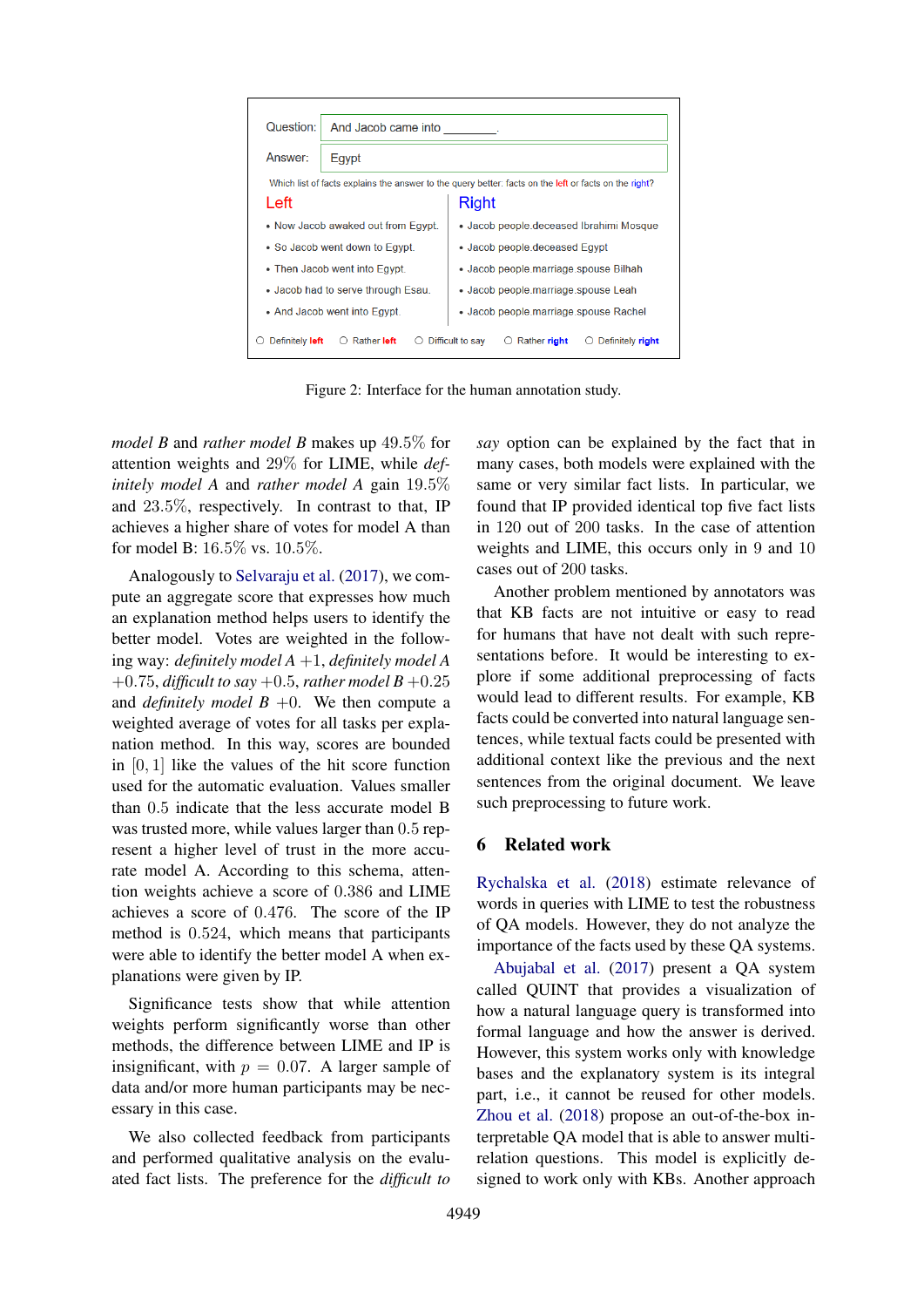Question: And Jacob came into ________.

Answer: Egypt

Which list of facts explains the answer to the query better: facts on the left or facts on the right?

| Left | Right |
|---|---|
| • Now Jacob awaked out from Egypt. | • Jacob people.deceased Ibrahimi Mosque |
| • So Jacob went down to Egypt. | • Jacob people.deceased Egypt |
| • Then Jacob went into Egypt. | • Jacob people.marriage.spouse Bilhah |
| • Jacob had to serve through Esau. | • Jacob people.marriage.spouse Leah |
| • And Jacob went into Egypt. | • Jacob people.marriage.spouse Rachel |

○ Definitely **left** ○ Rather **left** ○ Difficult to say ○ Rather **right** ○ Definitely **right**

Figure 2: Interface for the human annotation study.

*model B* and *rather model B* makes up 49.5% for attention weights and 29% for LIME, while *definitely model A* and *rather model A* gain 19.5% and 23.5%, respectively. In contrast to that, IP achieves a higher share of votes for model A than for model B: 16.5% vs. 10.5%.

Analogously to Selvaraju et al. (2017), we compute an aggregate score that expresses how much an explanation method helps users to identify the better model. Votes are weighted in the following way: *definitely model A* $+1$, *definitely model A* $+0.75$, *difficult to say* $+0.5$, *rather model B* $+0.25$ and *definitely model B* $+0$. We then compute a weighted average of votes for all tasks per explanation method. In this way, scores are bounded in $[0, 1]$ like the values of the hit score function used for the automatic evaluation. Values smaller than $0.5$ indicate that the less accurate model B was trusted more, while values larger than $0.5$ represent a higher level of trust in the more accurate model A. According to this schema, attention weights achieve a score of $0.386$ and LIME achieves a score of $0.476$. The score of the IP method is $0.524$, which means that participants were able to identify the better model A when explanations were given by IP.

Significance tests show that while attention weights perform significantly worse than other methods, the difference between LIME and IP is insignificant, with $p = 0.07$. A larger sample of data and/or more human participants may be necessary in this case.

We also collected feedback from participants and performed qualitative analysis on the evaluated fact lists. The preference for the *difficult to say* option can be explained by the fact that in many cases, both models were explained with the same or very similar fact lists. In particular, we found that IP provided identical top five fact lists in 120 out of 200 tasks. In the case of attention weights and LIME, this occurs only in 9 and 10 cases out of 200 tasks.

Another problem mentioned by annotators was that KB facts are not intuitive or easy to read for humans that have not dealt with such representations before. It would be interesting to explore if some additional preprocessing of facts would lead to different results. For example, KB facts could be converted into natural language sentences, while textual facts could be presented with additional context like the previous and the next sentences from the original document. We leave such preprocessing to future work.

## 6 Related work

Rychalska et al. (2018) estimate relevance of words in queries with LIME to test the robustness of QA models. However, they do not analyze the importance of the facts used by these QA systems.

Abujabal et al. (2017) present a QA system called QUINT that provides a visualization of how a natural language query is transformed into formal language and how the answer is derived. However, this system works only with knowledge bases and the explanatory system is its integral part, i.e., it cannot be reused for other models. Zhou et al. (2018) propose an out-of-the-box interpretable QA model that is able to answer multi-relation questions. This model is explicitly designed to work only with KBs. Another approach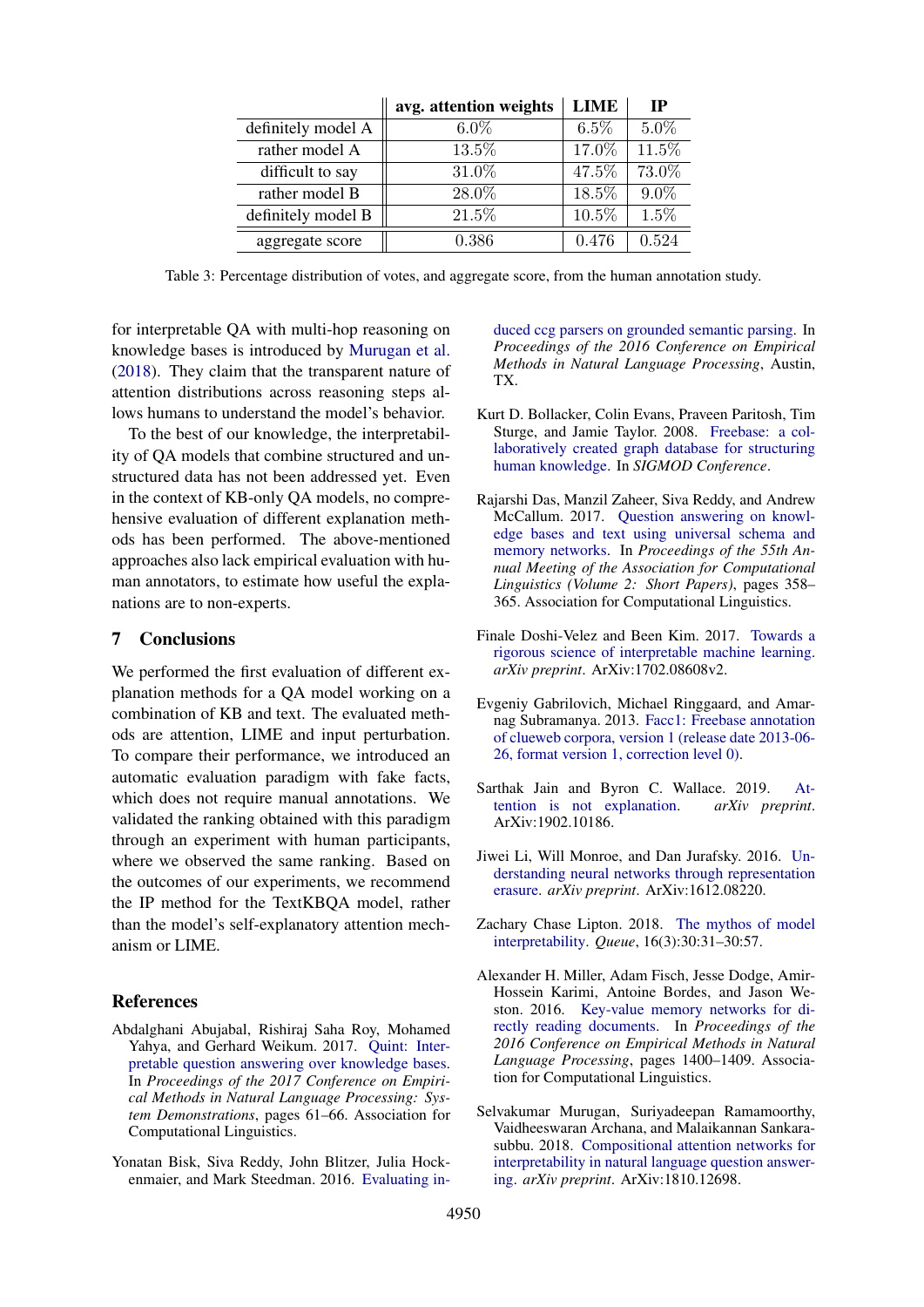| | avg. attention weights | LIME | IP |
|---|---|---|---|
| definitely model A | 6.0% | 6.5% | 5.0% |
| rather model A | 13.5% | 17.0% | 11.5% |
| difficult to say | 31.0% | 47.5% | 73.0% |
| rather model B | 28.0% | 18.5% | 9.0% |
| definitely model B | 21.5% | 10.5% | 1.5% |
| aggregate score | 0.386 | 0.476 | 0.524 |

Table 3: Percentage distribution of votes, and aggregate score, from the human annotation study.

for interpretable QA with multi-hop reasoning on knowledge bases is introduced by Murugan et al. (2018). They claim that the transparent nature of attention distributions across reasoning steps allows humans to understand the model's behavior.

To the best of our knowledge, the interpretability of QA models that combine structured and unstructured data has not been addressed yet. Even in the context of KB-only QA models, no comprehensive evaluation of different explanation methods has been performed. The above-mentioned approaches also lack empirical evaluation with human annotators, to estimate how useful the explanations are to non-experts.

## 7 Conclusions

We performed the first evaluation of different explanation methods for a QA model working on a combination of KB and text. The evaluated methods are attention, LIME and input perturbation. To compare their performance, we introduced an automatic evaluation paradigm with fake facts, which does not require manual annotations. We validated the ranking obtained with this paradigm through an experiment with human participants, where we observed the same ranking. Based on the outcomes of our experiments, we recommend the IP method for the TextKBQA model, rather than the model's self-explanatory attention mechanism or LIME.

## References

Abdalghani Abujabal, Rishiraj Saha Roy, Mohamed Yahya, and Gerhard Weikum. 2017. Quint: Interpretable question answering over knowledge bases. In *Proceedings of the 2017 Conference on Empirical Methods in Natural Language Processing: System Demonstrations*, pages 61–66. Association for Computational Linguistics.

Yonatan Bisk, Siva Reddy, John Blitzer, Julia Hockenmaier, and Mark Steedman. 2016. Evaluating induced ccg parsers on grounded semantic parsing. In *Proceedings of the 2016 Conference on Empirical Methods in Natural Language Processing*, Austin, TX.

Kurt D. Bollacker, Colin Evans, Praveen Paritosh, Tim Sturge, and Jamie Taylor. 2008. Freebase: a collaboratively created graph database for structuring human knowledge. In *SIGMOD Conference*.

Rajarshi Das, Manzil Zaheer, Siva Reddy, and Andrew McCallum. 2017. Question answering on knowledge bases and text using universal schema and memory networks. In *Proceedings of the 55th Annual Meeting of the Association for Computational Linguistics (Volume 2: Short Papers)*, pages 358–365. Association for Computational Linguistics.

Finale Doshi-Velez and Been Kim. 2017. Towards a rigorous science of interpretable machine learning. *arXiv preprint*. ArXiv:1702.08608v2.

Evgeniy Gabrilovich, Michael Ringgaard, and Amarnag Subramanya. 2013. Facc1: Freebase annotation of clueweb corpora, version 1 (release date 2013-06-26, format version 1, correction level 0).

Sarthak Jain and Byron C. Wallace. 2019. Attention is not explanation. *arXiv preprint*. ArXiv:1902.10186.

Jiwei Li, Will Monroe, and Dan Jurafsky. 2016. Understanding neural networks through representation erasure. *arXiv preprint*. ArXiv:1612.08220.

Zachary Chase Lipton. 2018. The mythos of model interpretability. *Queue*, 16(3):30:31–30:57.

Alexander H. Miller, Adam Fisch, Jesse Dodge, Amir-Hossein Karimi, Antoine Bordes, and Jason Weston. 2016. Key-value memory networks for directly reading documents. In *Proceedings of the 2016 Conference on Empirical Methods in Natural Language Processing*, pages 1400–1409. Association for Computational Linguistics.

Selvakumar Murugan, Suriyadeepan Ramamoorthy, Vaidheeswaran Archana, and Malaikannan Sankarasubbu. 2018. Compositional attention networks for interpretability in natural language question answering. *arXiv preprint*. ArXiv:1810.12698.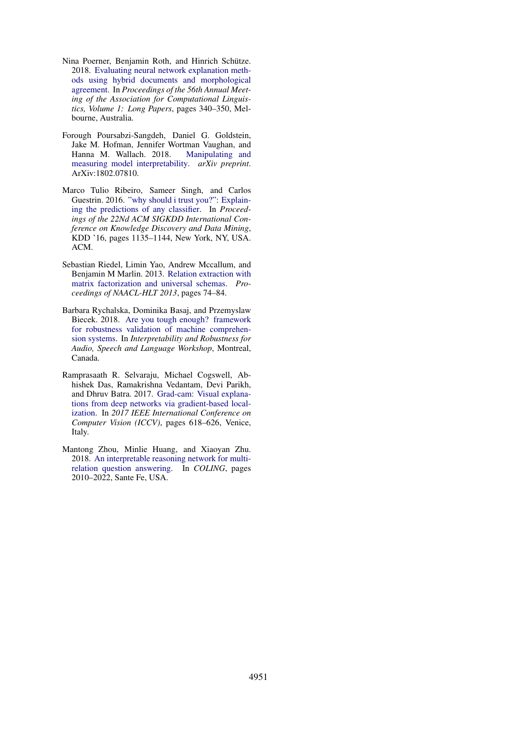Nina Poerner, Benjamin Roth, and Hinrich Schütze. 2018. Evaluating neural network explanation methods using hybrid documents and morphological agreement. In *Proceedings of the 56th Annual Meeting of the Association for Computational Linguistics, Volume 1: Long Papers*, pages 340–350, Melbourne, Australia.

Forough Poursabzi-Sangdeh, Daniel G. Goldstein, Jake M. Hofman, Jennifer Wortman Vaughan, and Hanna M. Wallach. 2018. Manipulating and measuring model interpretability. *arXiv preprint*. ArXiv:1802.07810.

Marco Tulio Ribeiro, Sameer Singh, and Carlos Guestrin. 2016. "why should i trust you?": Explaining the predictions of any classifier. In *Proceedings of the 22Nd ACM SIGKDD International Conference on Knowledge Discovery and Data Mining*, KDD '16, pages 1135–1144, New York, NY, USA. ACM.

Sebastian Riedel, Limin Yao, Andrew Mccallum, and Benjamin M Marlin. 2013. Relation extraction with matrix factorization and universal schemas. *Proceedings of NAACL-HLT 2013*, pages 74–84.

Barbara Rychalska, Dominika Basaj, and Przemyslaw Biecek. 2018. Are you tough enough? framework for robustness validation of machine comprehension systems. In *Interpretability and Robustness for Audio, Speech and Language Workshop*, Montreal, Canada.

Ramprasaath R. Selvaraju, Michael Cogswell, Abhishek Das, Ramakrishna Vedantam, Devi Parikh, and Dhruv Batra. 2017. Grad-cam: Visual explanations from deep networks via gradient-based localization. In *2017 IEEE International Conference on Computer Vision (ICCV)*, pages 618–626, Venice, Italy.

Mantong Zhou, Minlie Huang, and Xiaoyan Zhu. 2018. An interpretable reasoning network for multi-relation question answering. In *COLING*, pages 2010–2022, Sante Fe, USA.